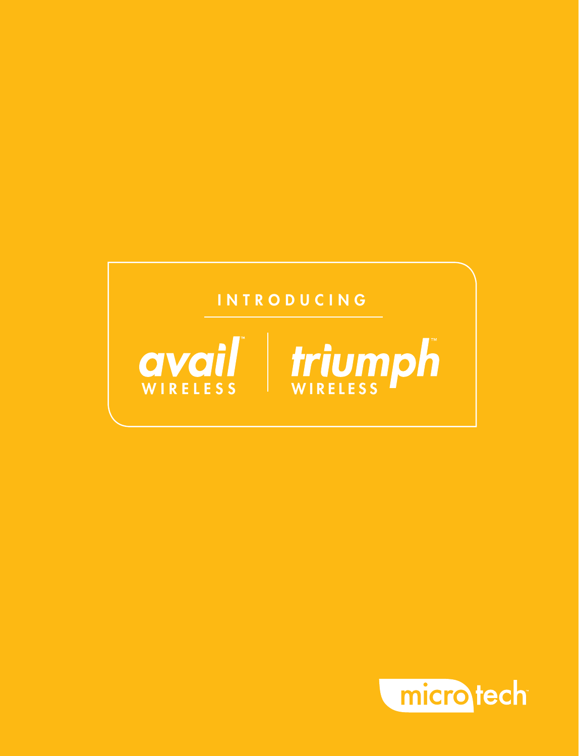INTRODUCING

avail™ WIRELESS | triumph™ WIRELESS

microtech™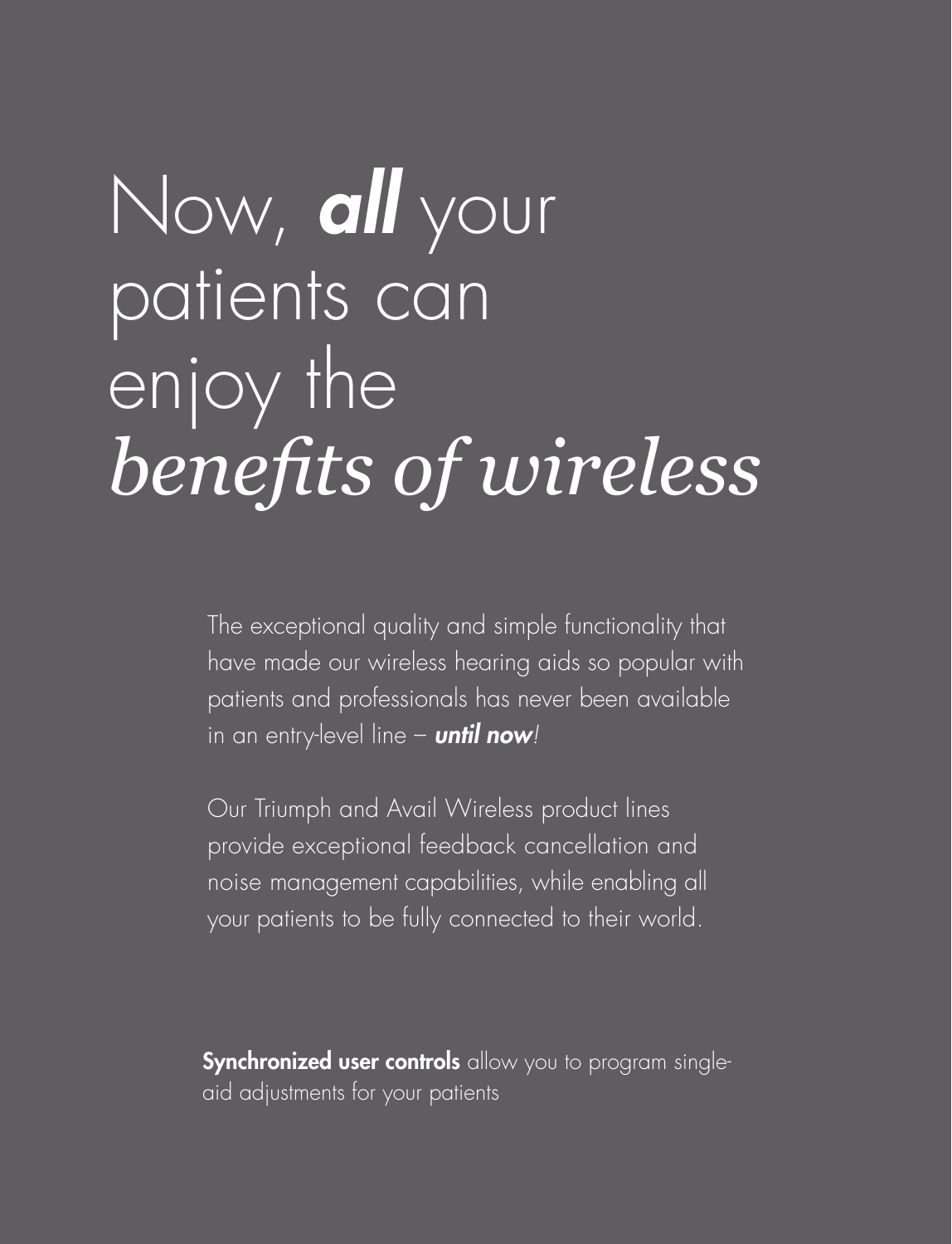# Now, ***all*** your patients can enjoy the *benefits of wireless*

The exceptional quality and simple functionality that have made our wireless hearing aids so popular with patients and professionals has never been available in an entry-level line – ***until now***!

Our Triumph and Avail Wireless product lines provide exceptional feedback cancellation and noise management capabilities, while enabling all your patients to be fully connected to their world.

**Synchronized user controls** allow you to program single-aid adjustments for your patients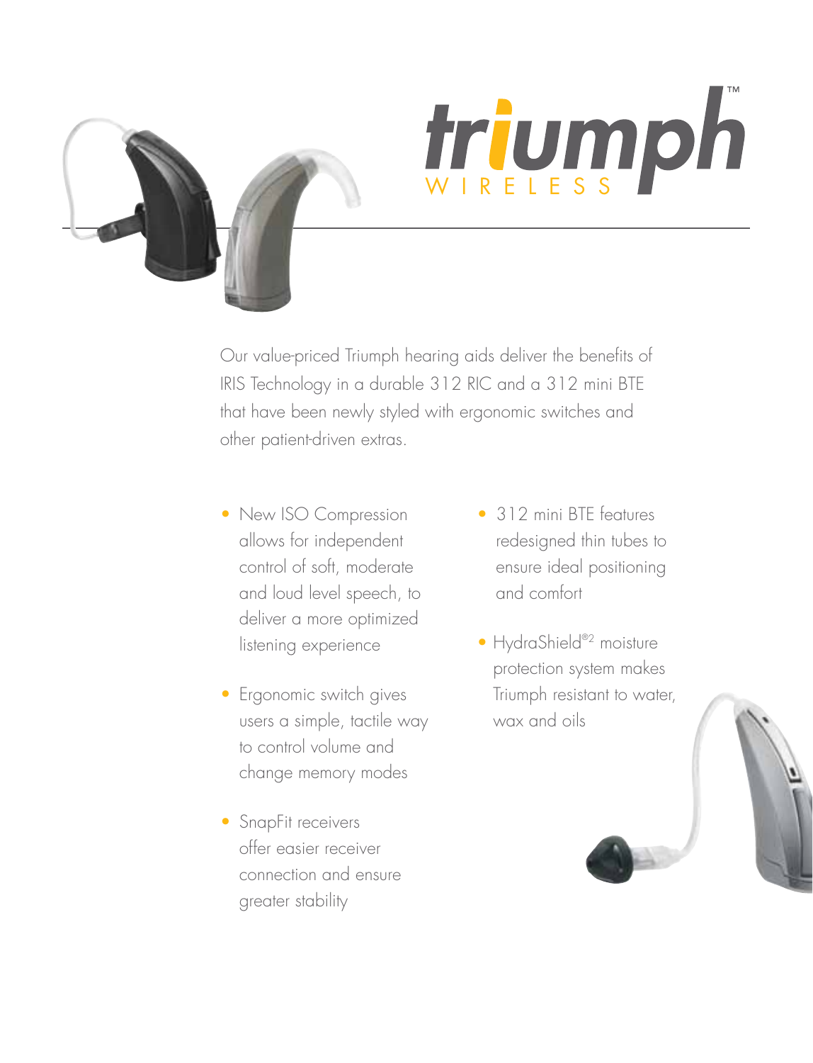# triumph™ WIRELESS

Our value-priced Triumph hearing aids deliver the benefits of IRIS Technology in a durable 312 RIC and a 312 mini BTE that have been newly styled with ergonomic switches and other patient-driven extras.

- New ISO Compression allows for independent control of soft, moderate and loud level speech, to deliver a more optimized listening experience
- Ergonomic switch gives users a simple, tactile way to control volume and change memory modes
- SnapFit receivers offer easier receiver connection and ensure greater stability
- 312 mini BTE features redesigned thin tubes to ensure ideal positioning and comfort
- HydraShield®[2] moisture protection system makes Triumph resistant to water, wax and oils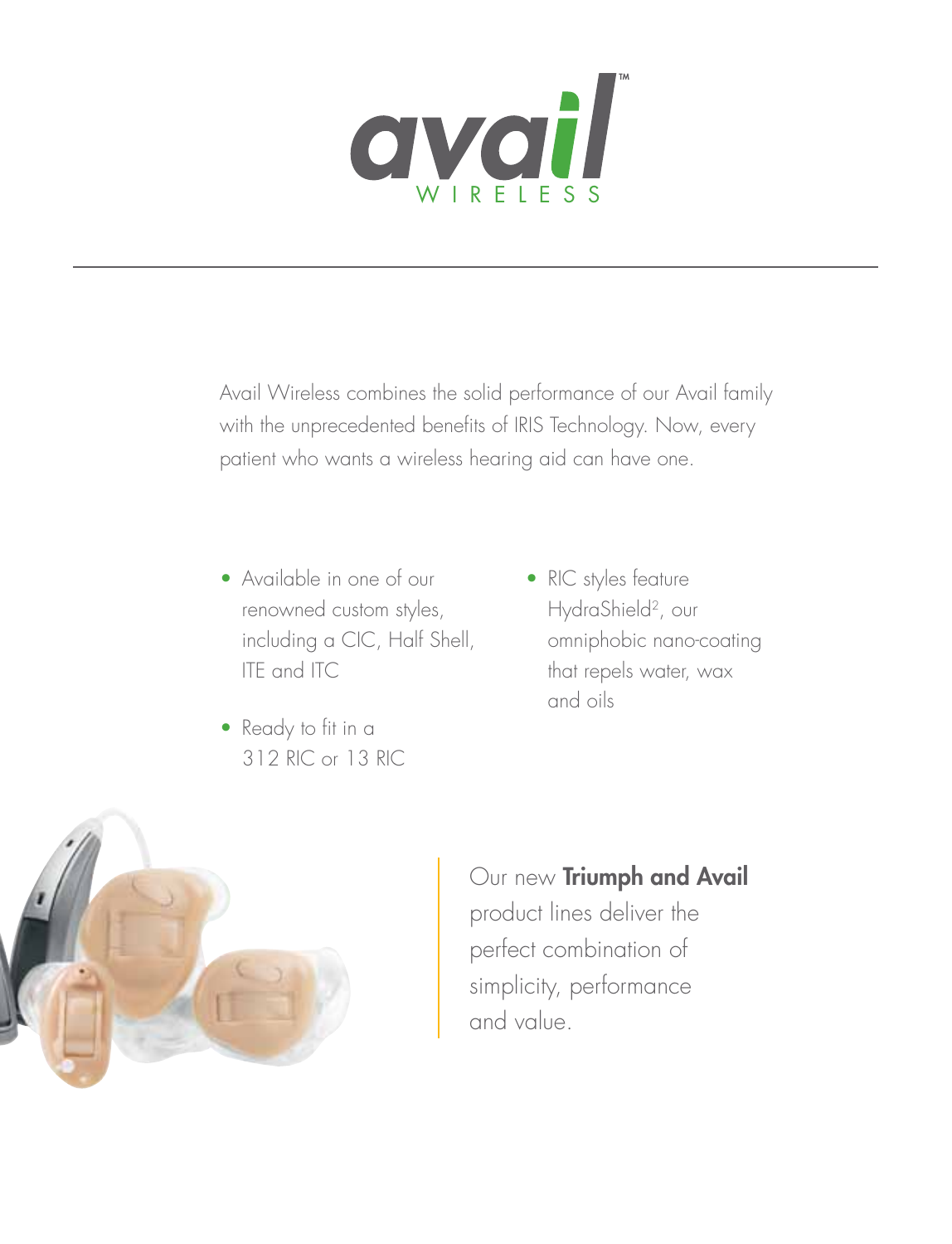# avail™ WIRELESS

---

Avail Wireless combines the solid performance of our Avail family with the unprecedented benefits of IRIS Technology. Now, every patient who wants a wireless hearing aid can have one.

- Available in one of our renowned custom styles, including a CIC, Half Shell, ITE and ITC
- Ready to fit in a 312 RIC or 13 RIC
- RIC styles feature HydraShield[2], our omniphobic nano-coating that repels water, wax and oils

Our new **Triumph and Avail** product lines deliver the perfect combination of simplicity, performance and value.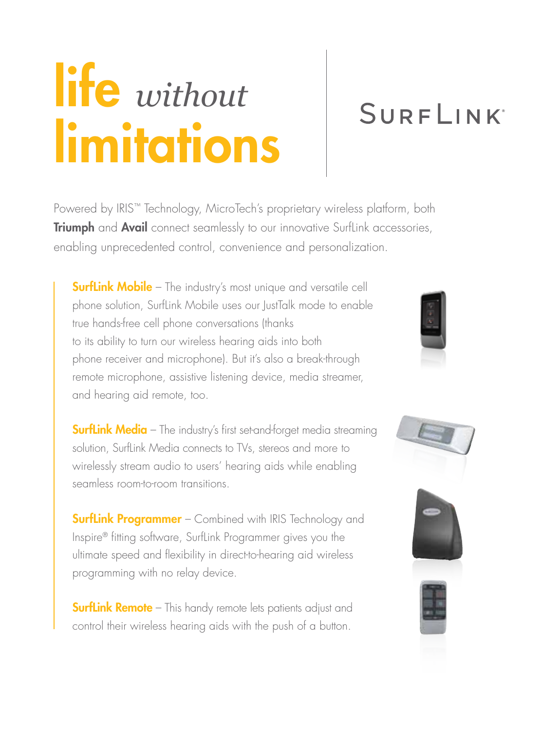# life *without* limitations

## SurfLink®

Powered by IRIS™ Technology, MicroTech's proprietary wireless platform, both **Triumph** and **Avail** connect seamlessly to our innovative SurfLink accessories, enabling unprecedented control, convenience and personalization.

**SurfLink Mobile** – The industry's most unique and versatile cell phone solution, SurfLink Mobile uses our JustTalk mode to enable true hands-free cell phone conversations (thanks to its ability to turn our wireless hearing aids into both phone receiver and microphone). But it's also a break-through remote microphone, assistive listening device, media streamer, and hearing aid remote, too.

**SurfLink Media** – The industry's first set-and-forget media streaming solution, SurfLink Media connects to TVs, stereos and more to wirelessly stream audio to users' hearing aids while enabling seamless room-to-room transitions.

**SurfLink Programmer** – Combined with IRIS Technology and Inspire® fitting software, SurfLink Programmer gives you the ultimate speed and flexibility in direct-to-hearing aid wireless programming with no relay device.

**SurfLink Remote** – This handy remote lets patients adjust and control their wireless hearing aids with the push of a button.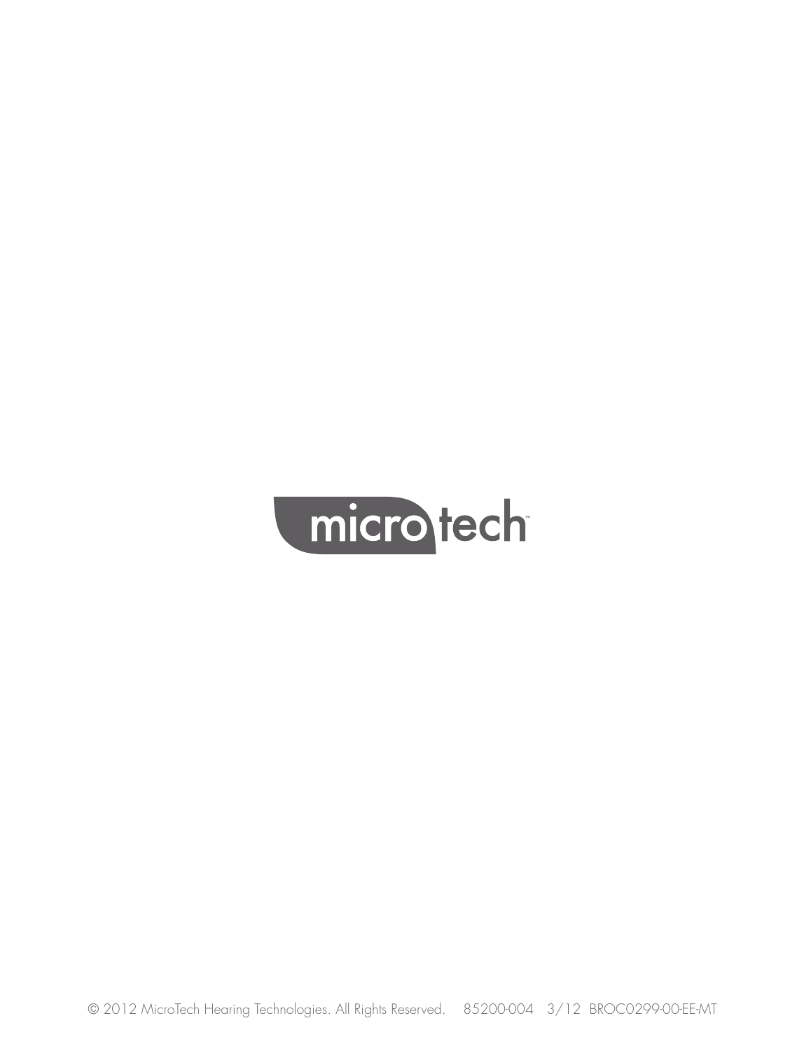microtech™

© 2012 MicroTech Hearing Technologies. All Rights Reserved. 85200-004 3/12 BROC0299-00-EE-MT